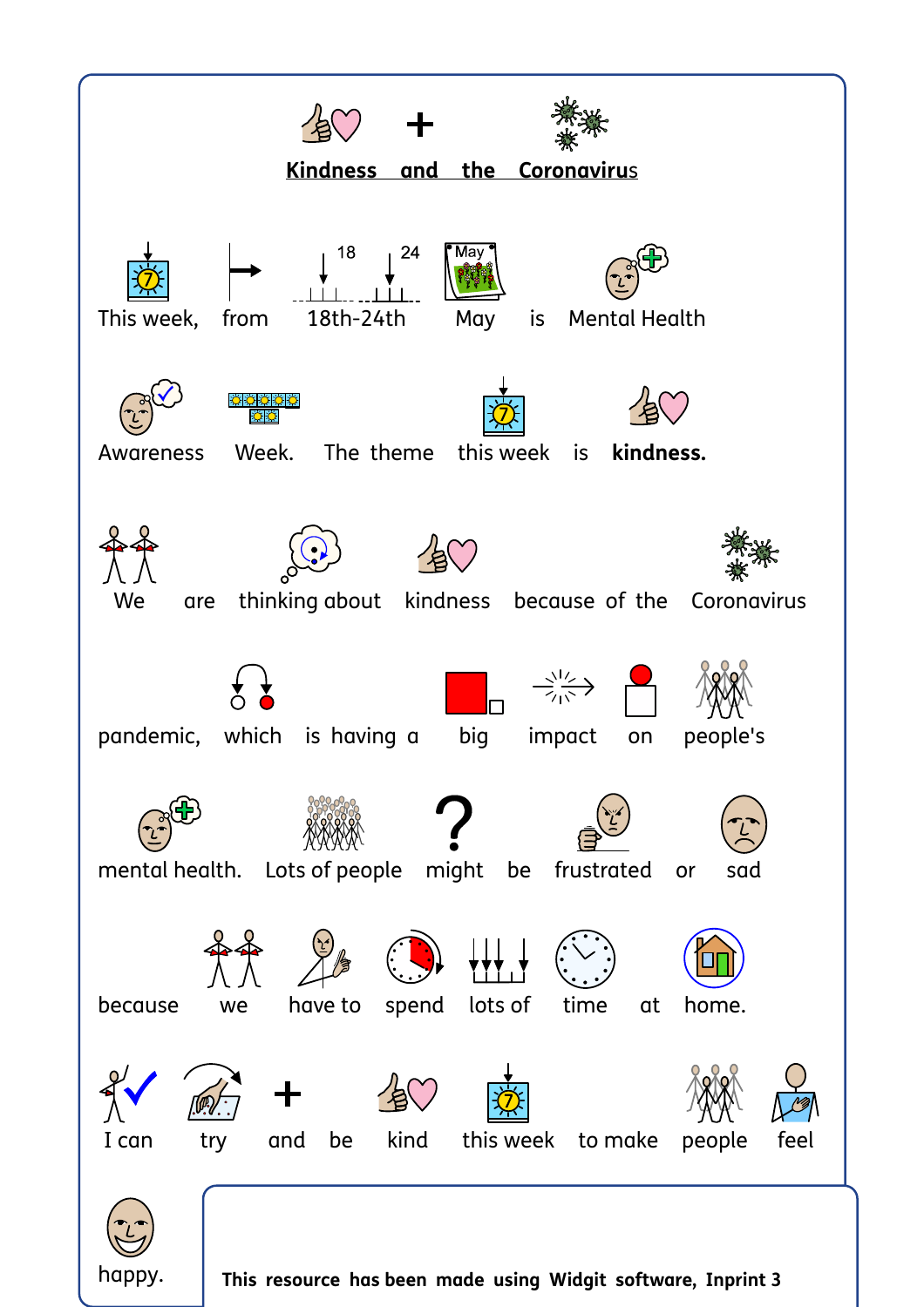# Kindness and the Coronavirus

This week, from 18th-24th May is Mental Health Awareness Week. The theme this week is **kindness.**

We are thinking about kindness because of the Coronavirus pandemic, which is having a big impact on people's mental health. Lots of people might be frustrated or sad because we have to spend lots of time at home.

I can try and be kind this week to make people feel happy.

**This resource has been made using Widgit software, Inprint 3**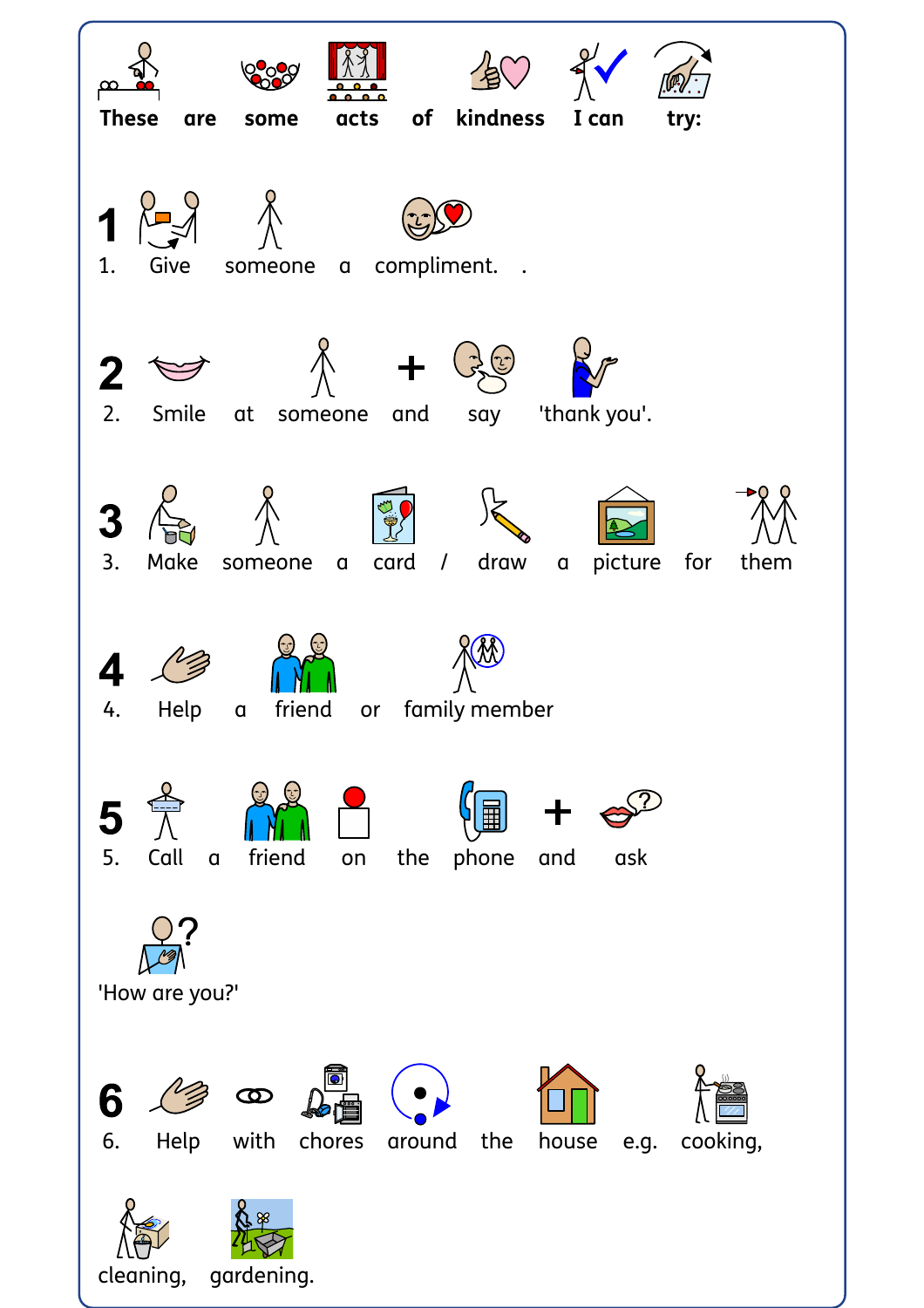**These are some acts of kindness I can try:**

1. Give someone a compliment. .

2. Smile at someone and say 'thank you'.

3. Make someone a card / draw a picture for them

4. Help a friend or family member

5. Call a friend on the phone and ask 'How are you?'

6. Help with chores around the house e.g. cooking, cleaning, gardening.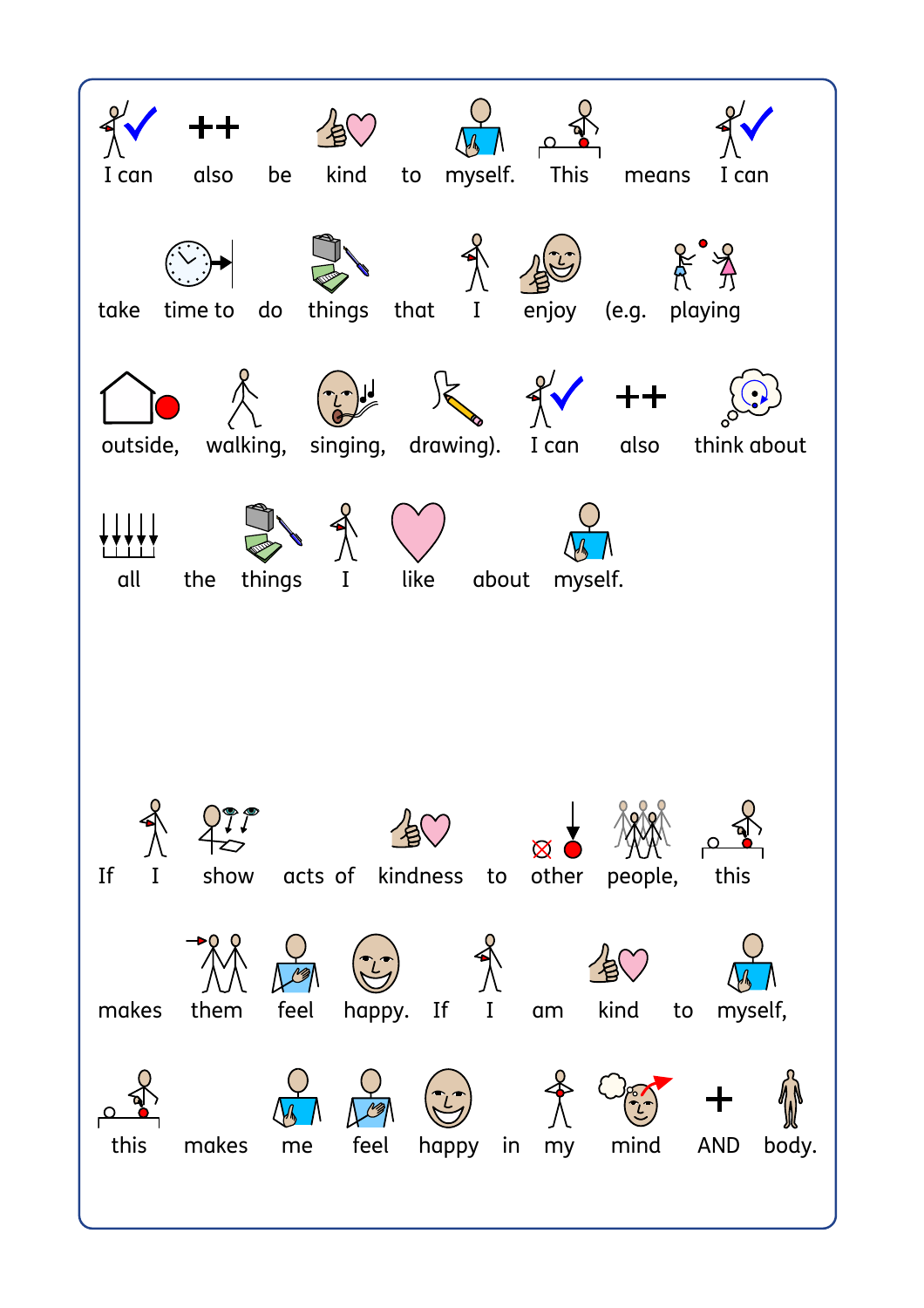I can also be kind to myself. This means I can take time to do things that I enjoy (e.g. playing outside, walking, singing, drawing). I can also think about all the things I like about myself.

If I show acts of kindness to other people, this makes them feel happy. If I am kind to myself, this makes me feel happy in my mind AND body.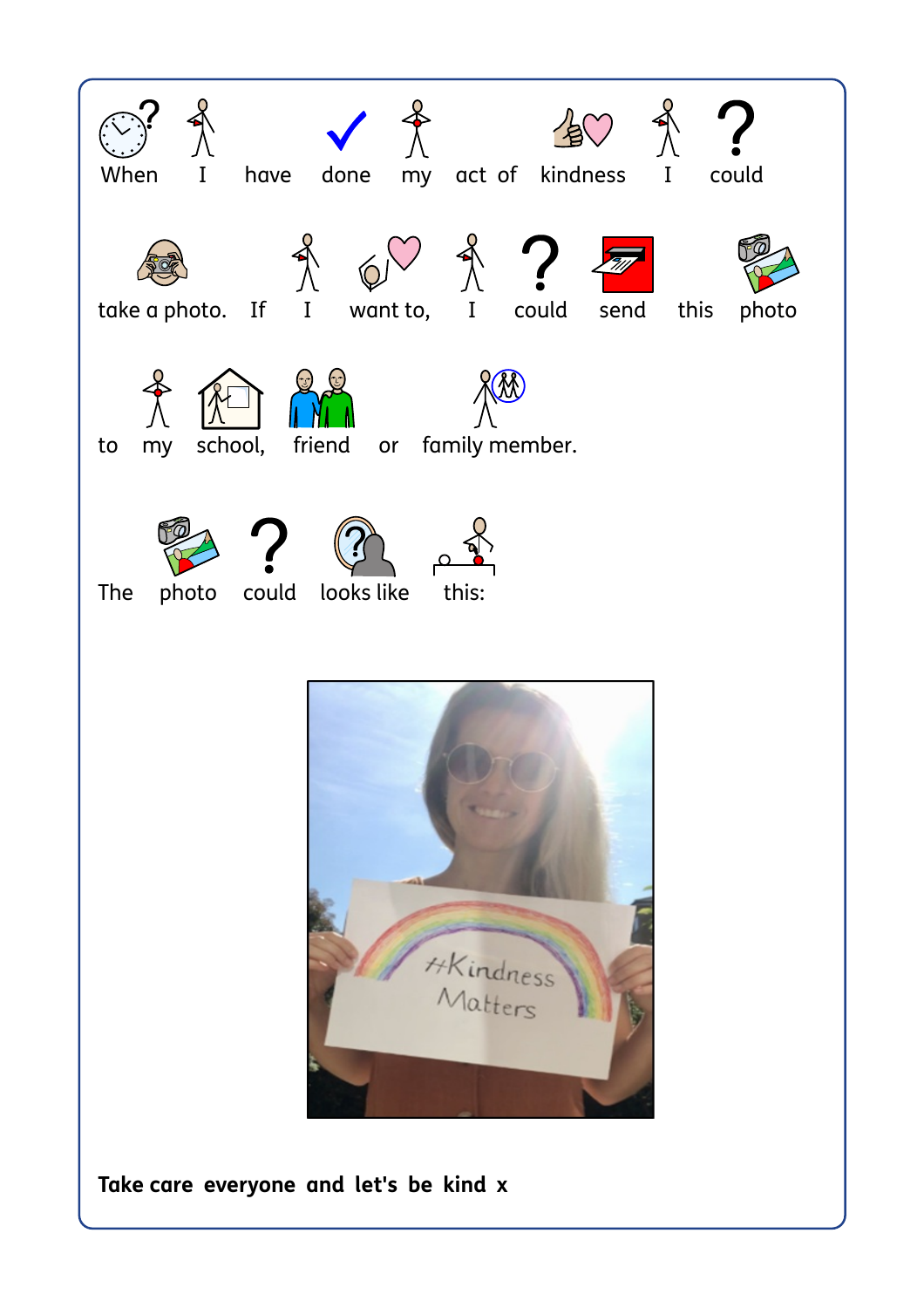When I have done my act of kindness I could take a photo. If I want to, I could send this photo to my school, friend or family member.

The photo could looks like this:

**Take care everyone and let's be kind x**